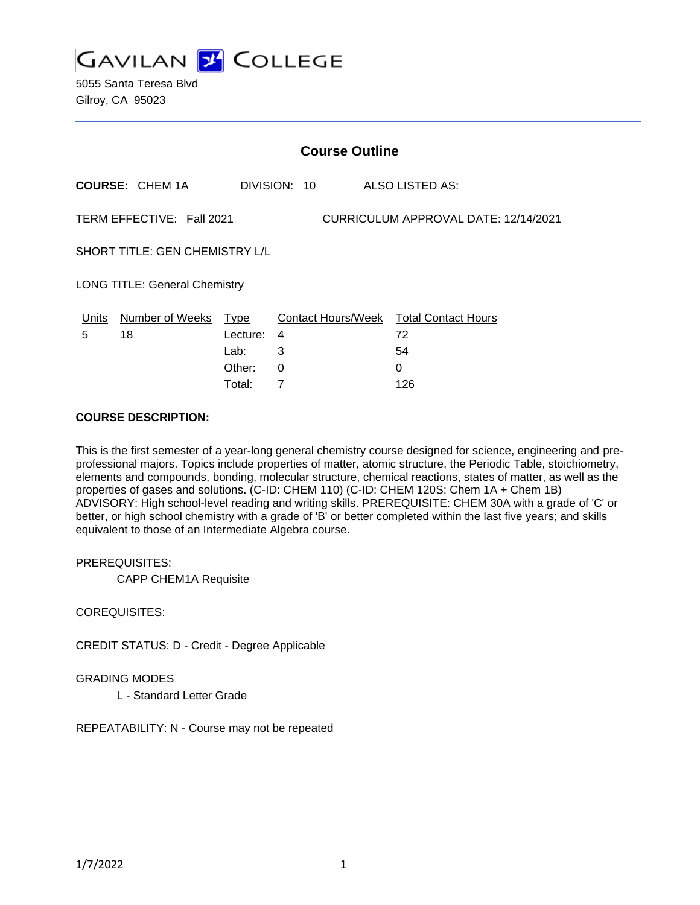# GAVILAN COLLEGE

5055 Santa Teresa Blvd
Gilroy, CA 95023

## Course Outline

**COURSE:** CHEM 1A DIVISION: 10 ALSO LISTED AS:

TERM EFFECTIVE: Fall 2021 CURRICULUM APPROVAL DATE: 12/14/2021

SHORT TITLE: GEN CHEMISTRY L/L

LONG TITLE: General Chemistry

| Units | Number of Weeks | Type | Contact Hours/Week | Total Contact Hours |
|---|---|---|---|---|
| 5 | 18 | Lecture: | 4 | 72 |
| | | Lab: | 3 | 54 |
| | | Other: | 0 | 0 |
| | | Total: | 7 | 126 |

**COURSE DESCRIPTION:**

This is the first semester of a year-long general chemistry course designed for science, engineering and pre-professional majors. Topics include properties of matter, atomic structure, the Periodic Table, stoichiometry, elements and compounds, bonding, molecular structure, chemical reactions, states of matter, as well as the properties of gases and solutions. (C-ID: CHEM 110) (C-ID: CHEM 120S: Chem 1A + Chem 1B) ADVISORY: High school-level reading and writing skills. PREREQUISITE: CHEM 30A with a grade of 'C' or better, or high school chemistry with a grade of 'B' or better completed within the last five years; and skills equivalent to those of an Intermediate Algebra course.

PREREQUISITES:

CAPP CHEM1A Requisite

COREQUISITES:

CREDIT STATUS: D - Credit - Degree Applicable

GRADING MODES

L - Standard Letter Grade

REPEATABILITY: N - Course may not be repeated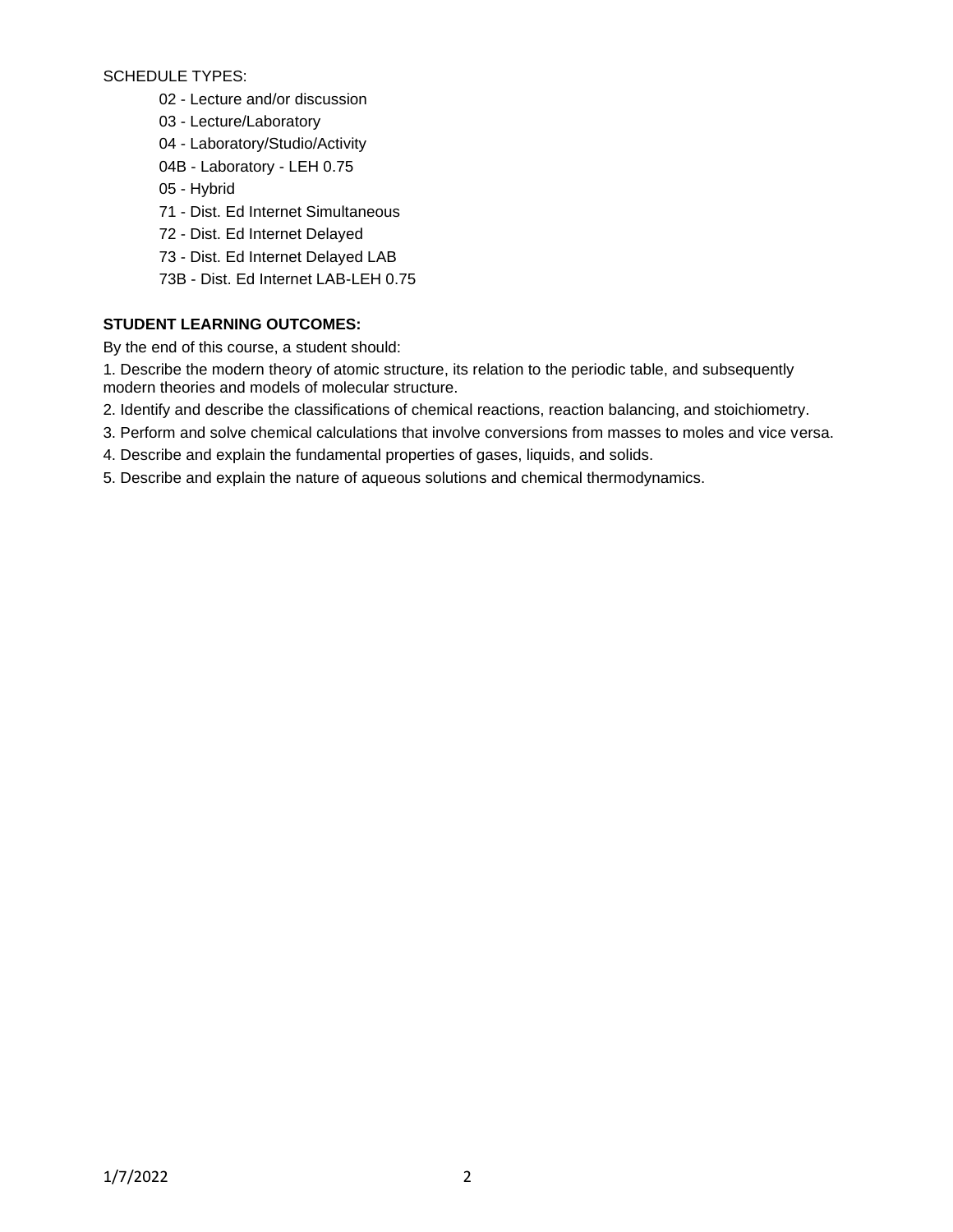SCHEDULE TYPES:

- 02 - Lecture and/or discussion
- 03 - Lecture/Laboratory
- 04 - Laboratory/Studio/Activity
- 04B - Laboratory - LEH 0.75
- 05 - Hybrid
- 71 - Dist. Ed Internet Simultaneous
- 72 - Dist. Ed Internet Delayed
- 73 - Dist. Ed Internet Delayed LAB
- 73B - Dist. Ed Internet LAB-LEH 0.75

**STUDENT LEARNING OUTCOMES:**

By the end of this course, a student should:

1. Describe the modern theory of atomic structure, its relation to the periodic table, and subsequently modern theories and models of molecular structure.
2. Identify and describe the classifications of chemical reactions, reaction balancing, and stoichiometry.
3. Perform and solve chemical calculations that involve conversions from masses to moles and vice versa.
4. Describe and explain the fundamental properties of gases, liquids, and solids.
5. Describe and explain the nature of aqueous solutions and chemical thermodynamics.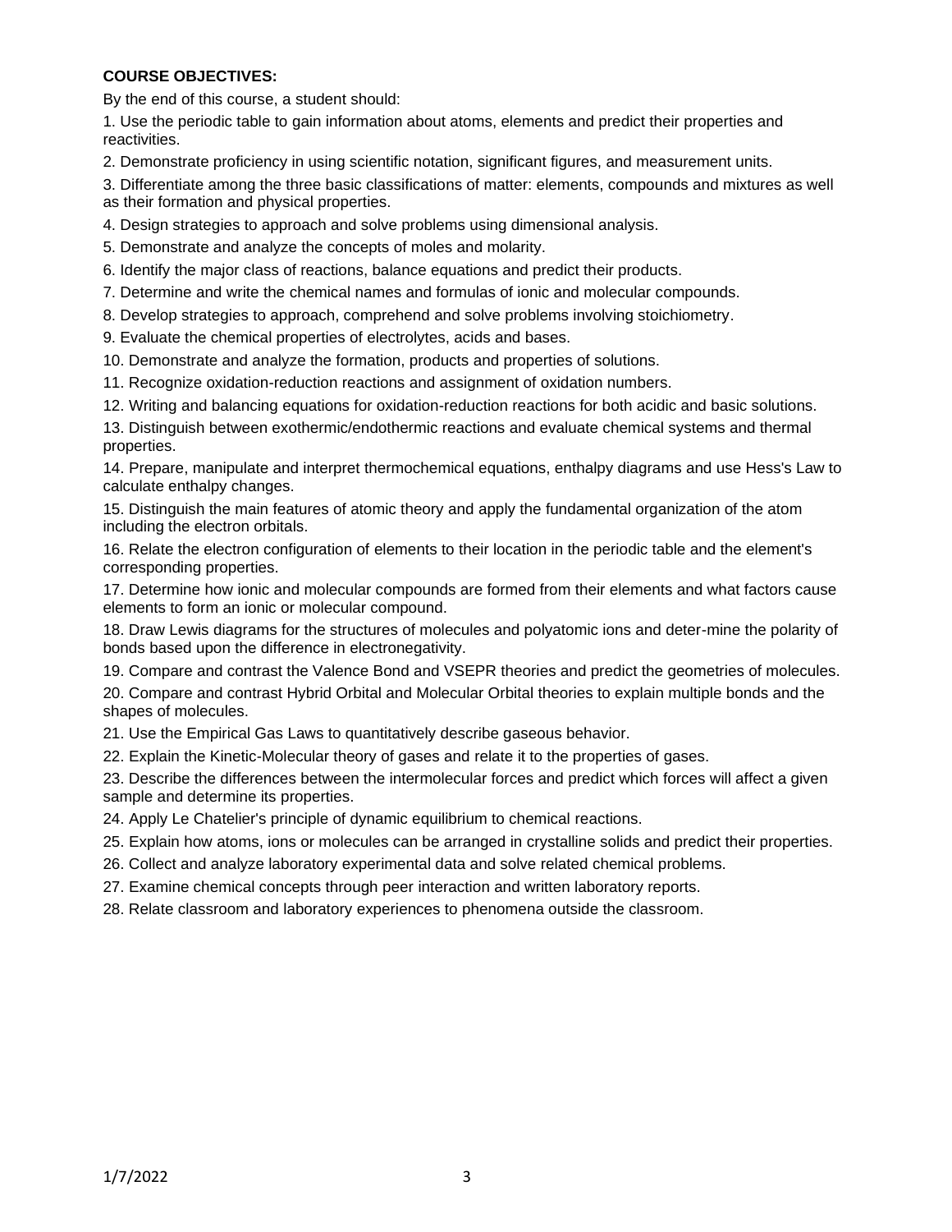**COURSE OBJECTIVES:**

By the end of this course, a student should:

1. Use the periodic table to gain information about atoms, elements and predict their properties and reactivities.
2. Demonstrate proficiency in using scientific notation, significant figures, and measurement units.
3. Differentiate among the three basic classifications of matter: elements, compounds and mixtures as well as their formation and physical properties.
4. Design strategies to approach and solve problems using dimensional analysis.
5. Demonstrate and analyze the concepts of moles and molarity.
6. Identify the major class of reactions, balance equations and predict their products.
7. Determine and write the chemical names and formulas of ionic and molecular compounds.
8. Develop strategies to approach, comprehend and solve problems involving stoichiometry.
9. Evaluate the chemical properties of electrolytes, acids and bases.
10. Demonstrate and analyze the formation, products and properties of solutions.
11. Recognize oxidation-reduction reactions and assignment of oxidation numbers.
12. Writing and balancing equations for oxidation-reduction reactions for both acidic and basic solutions.
13. Distinguish between exothermic/endothermic reactions and evaluate chemical systems and thermal properties.
14. Prepare, manipulate and interpret thermochemical equations, enthalpy diagrams and use Hess's Law to calculate enthalpy changes.
15. Distinguish the main features of atomic theory and apply the fundamental organization of the atom including the electron orbitals.
16. Relate the electron configuration of elements to their location in the periodic table and the element's corresponding properties.
17. Determine how ionic and molecular compounds are formed from their elements and what factors cause elements to form an ionic or molecular compound.
18. Draw Lewis diagrams for the structures of molecules and polyatomic ions and deter-mine the polarity of bonds based upon the difference in electronegativity.
19. Compare and contrast the Valence Bond and VSEPR theories and predict the geometries of molecules.
20. Compare and contrast Hybrid Orbital and Molecular Orbital theories to explain multiple bonds and the shapes of molecules.
21. Use the Empirical Gas Laws to quantitatively describe gaseous behavior.
22. Explain the Kinetic-Molecular theory of gases and relate it to the properties of gases.
23. Describe the differences between the intermolecular forces and predict which forces will affect a given sample and determine its properties.
24. Apply Le Chatelier's principle of dynamic equilibrium to chemical reactions.
25. Explain how atoms, ions or molecules can be arranged in crystalline solids and predict their properties.
26. Collect and analyze laboratory experimental data and solve related chemical problems.
27. Examine chemical concepts through peer interaction and written laboratory reports.
28. Relate classroom and laboratory experiences to phenomena outside the classroom.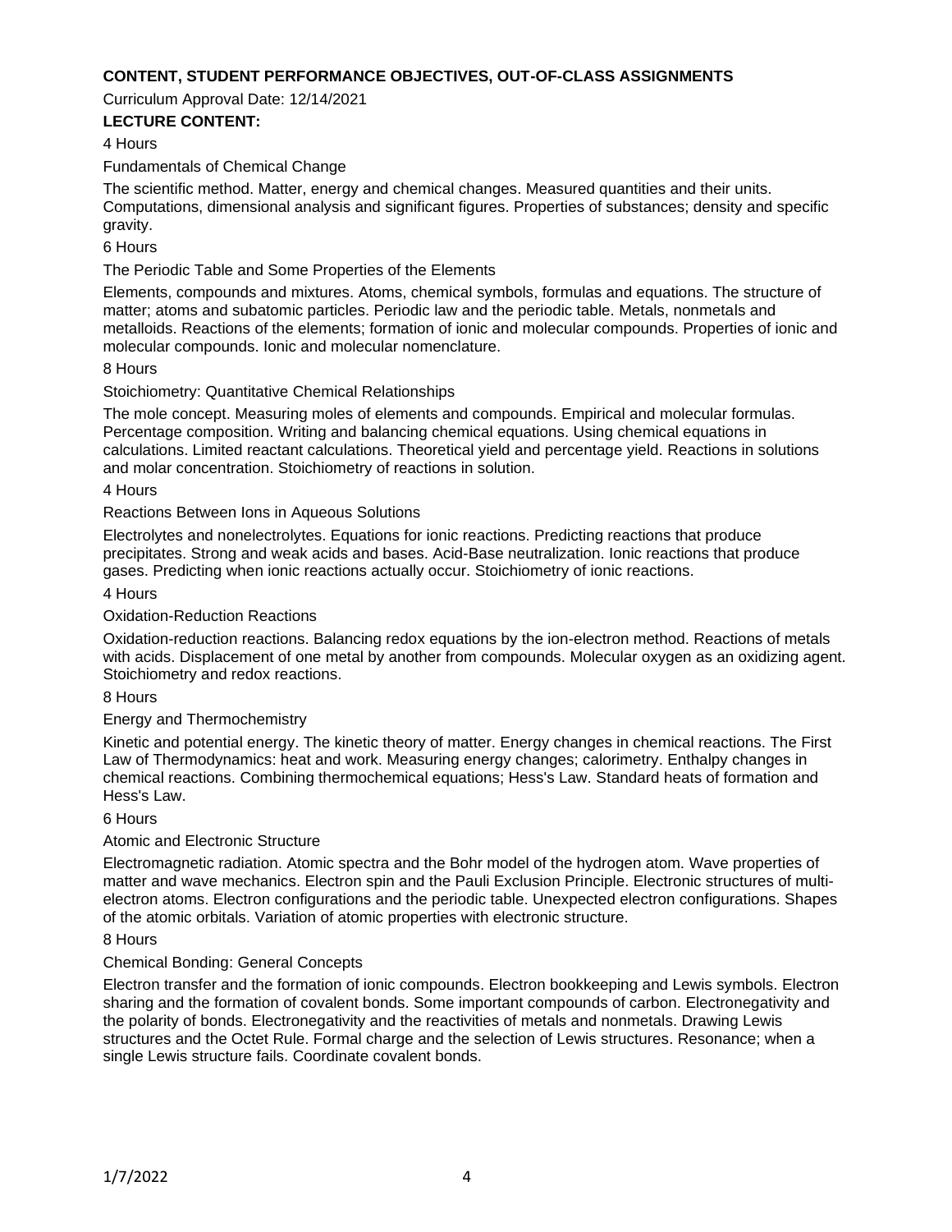**CONTENT, STUDENT PERFORMANCE OBJECTIVES, OUT-OF-CLASS ASSIGNMENTS**

Curriculum Approval Date: 12/14/2021

**LECTURE CONTENT:**

4 Hours

Fundamentals of Chemical Change

The scientific method. Matter, energy and chemical changes. Measured quantities and their units. Computations, dimensional analysis and significant figures. Properties of substances; density and specific gravity.

6 Hours

The Periodic Table and Some Properties of the Elements

Elements, compounds and mixtures. Atoms, chemical symbols, formulas and equations. The structure of matter; atoms and subatomic particles. Periodic law and the periodic table. Metals, nonmetals and metalloids. Reactions of the elements; formation of ionic and molecular compounds. Properties of ionic and molecular compounds. Ionic and molecular nomenclature.

8 Hours

Stoichiometry: Quantitative Chemical Relationships

The mole concept. Measuring moles of elements and compounds. Empirical and molecular formulas. Percentage composition. Writing and balancing chemical equations. Using chemical equations in calculations. Limited reactant calculations. Theoretical yield and percentage yield. Reactions in solutions and molar concentration. Stoichiometry of reactions in solution.

4 Hours

Reactions Between Ions in Aqueous Solutions

Electrolytes and nonelectrolytes. Equations for ionic reactions. Predicting reactions that produce precipitates. Strong and weak acids and bases. Acid-Base neutralization. Ionic reactions that produce gases. Predicting when ionic reactions actually occur. Stoichiometry of ionic reactions.

4 Hours

Oxidation-Reduction Reactions

Oxidation-reduction reactions. Balancing redox equations by the ion-electron method. Reactions of metals with acids. Displacement of one metal by another from compounds. Molecular oxygen as an oxidizing agent. Stoichiometry and redox reactions.

8 Hours

Energy and Thermochemistry

Kinetic and potential energy. The kinetic theory of matter. Energy changes in chemical reactions. The First Law of Thermodynamics: heat and work. Measuring energy changes; calorimetry. Enthalpy changes in chemical reactions. Combining thermochemical equations; Hess's Law. Standard heats of formation and Hess's Law.

6 Hours

Atomic and Electronic Structure

Electromagnetic radiation. Atomic spectra and the Bohr model of the hydrogen atom. Wave properties of matter and wave mechanics. Electron spin and the Pauli Exclusion Principle. Electronic structures of multi-electron atoms. Electron configurations and the periodic table. Unexpected electron configurations. Shapes of the atomic orbitals. Variation of atomic properties with electronic structure.

8 Hours

Chemical Bonding: General Concepts

Electron transfer and the formation of ionic compounds. Electron bookkeeping and Lewis symbols. Electron sharing and the formation of covalent bonds. Some important compounds of carbon. Electronegativity and the polarity of bonds. Electronegativity and the reactivities of metals and nonmetals. Drawing Lewis structures and the Octet Rule. Formal charge and the selection of Lewis structures. Resonance; when a single Lewis structure fails. Coordinate covalent bonds.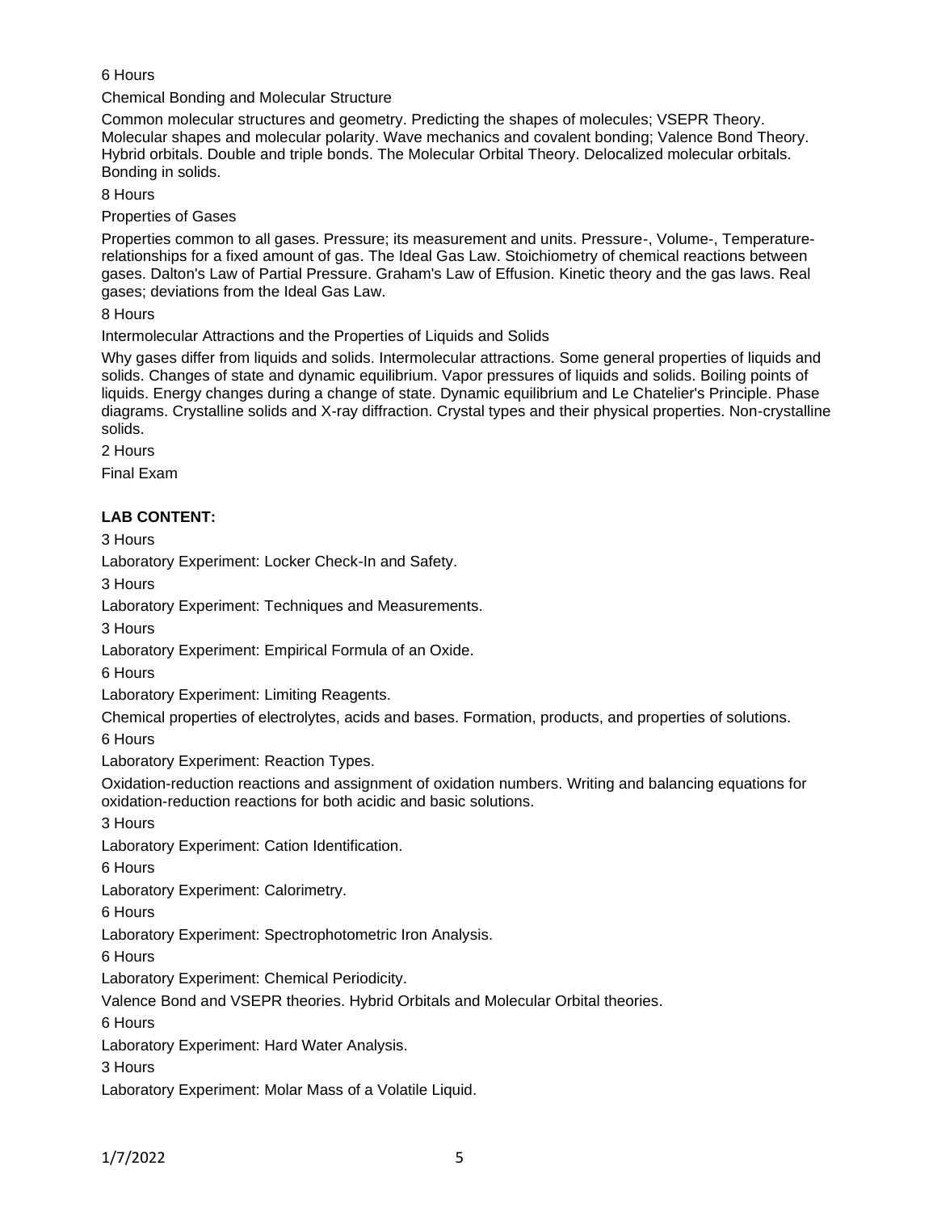6 Hours

Chemical Bonding and Molecular Structure

Common molecular structures and geometry. Predicting the shapes of molecules; VSEPR Theory. Molecular shapes and molecular polarity. Wave mechanics and covalent bonding; Valence Bond Theory. Hybrid orbitals. Double and triple bonds. The Molecular Orbital Theory. Delocalized molecular orbitals. Bonding in solids.

8 Hours

Properties of Gases

Properties common to all gases. Pressure; its measurement and units. Pressure-, Volume-, Temperature-relationships for a fixed amount of gas. The Ideal Gas Law. Stoichiometry of chemical reactions between gases. Dalton's Law of Partial Pressure. Graham's Law of Effusion. Kinetic theory and the gas laws. Real gases; deviations from the Ideal Gas Law.

8 Hours

Intermolecular Attractions and the Properties of Liquids and Solids

Why gases differ from liquids and solids. Intermolecular attractions. Some general properties of liquids and solids. Changes of state and dynamic equilibrium. Vapor pressures of liquids and solids. Boiling points of liquids. Energy changes during a change of state. Dynamic equilibrium and Le Chatelier's Principle. Phase diagrams. Crystalline solids and X-ray diffraction. Crystal types and their physical properties. Non-crystalline solids.

2 Hours

Final Exam

**LAB CONTENT:**

3 Hours

Laboratory Experiment: Locker Check-In and Safety.

3 Hours

Laboratory Experiment: Techniques and Measurements.

3 Hours

Laboratory Experiment: Empirical Formula of an Oxide.

6 Hours

Laboratory Experiment: Limiting Reagents.

Chemical properties of electrolytes, acids and bases. Formation, products, and properties of solutions.

6 Hours

Laboratory Experiment: Reaction Types.

Oxidation-reduction reactions and assignment of oxidation numbers. Writing and balancing equations for oxidation-reduction reactions for both acidic and basic solutions.

3 Hours

Laboratory Experiment: Cation Identification.

6 Hours

Laboratory Experiment: Calorimetry.

6 Hours

Laboratory Experiment: Spectrophotometric Iron Analysis.

6 Hours

Laboratory Experiment: Chemical Periodicity.

Valence Bond and VSEPR theories. Hybrid Orbitals and Molecular Orbital theories.

6 Hours

Laboratory Experiment: Hard Water Analysis.

3 Hours

Laboratory Experiment: Molar Mass of a Volatile Liquid.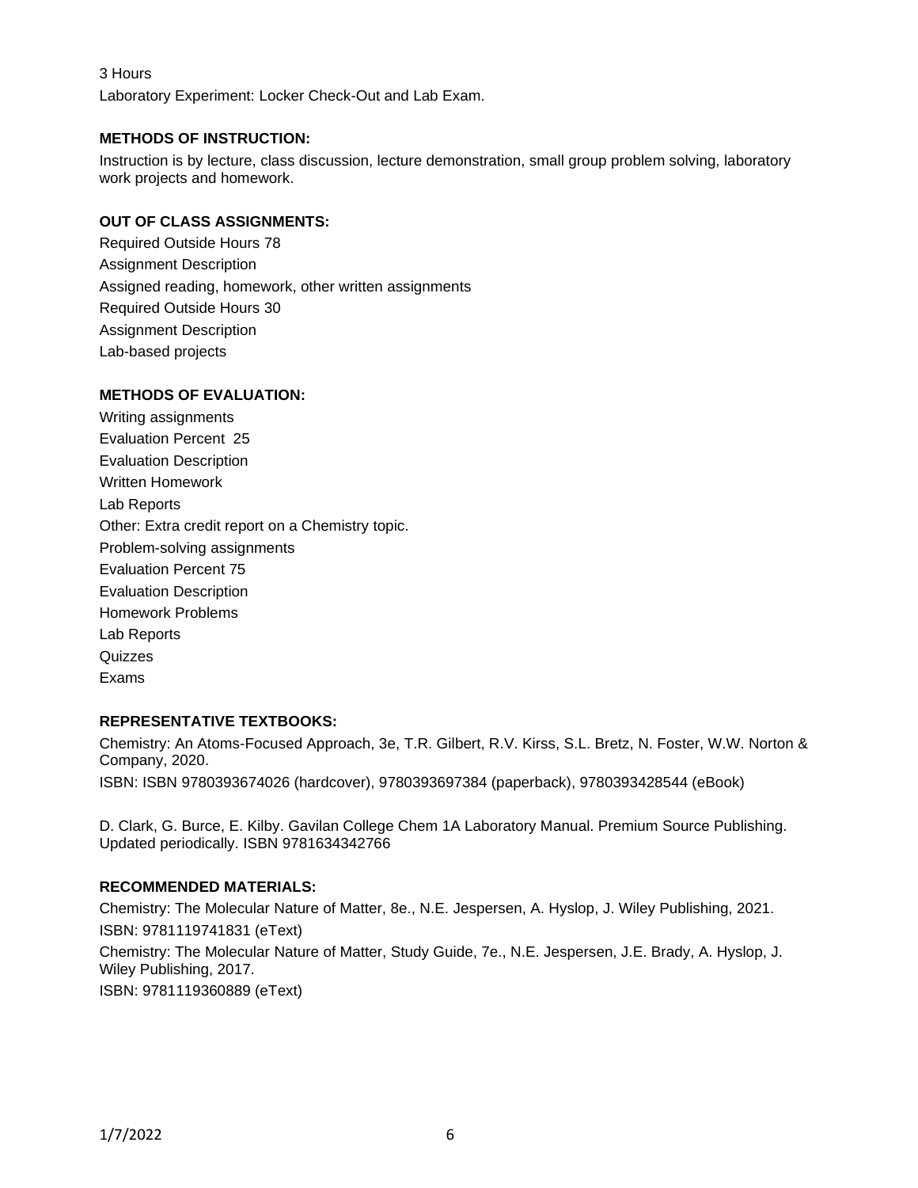3 Hours

Laboratory Experiment: Locker Check-Out and Lab Exam.

## METHODS OF INSTRUCTION:

Instruction is by lecture, class discussion, lecture demonstration, small group problem solving, laboratory work projects and homework.

## OUT OF CLASS ASSIGNMENTS:

Required Outside Hours 78

Assignment Description

Assigned reading, homework, other written assignments

Required Outside Hours 30

Assignment Description

Lab-based projects

## METHODS OF EVALUATION:

Writing assignments

Evaluation Percent 25

Evaluation Description

Written Homework

Lab Reports

Other: Extra credit report on a Chemistry topic.

Problem-solving assignments

Evaluation Percent 75

Evaluation Description

Homework Problems

Lab Reports

Quizzes

Exams

## REPRESENTATIVE TEXTBOOKS:

Chemistry: An Atoms-Focused Approach, 3e, T.R. Gilbert, R.V. Kirss, S.L. Bretz, N. Foster, W.W. Norton & Company, 2020.

ISBN: ISBN 9780393674026 (hardcover), 9780393697384 (paperback), 9780393428544 (eBook)

D. Clark, G. Burce, E. Kilby. Gavilan College Chem 1A Laboratory Manual. Premium Source Publishing. Updated periodically. ISBN 9781634342766

## RECOMMENDED MATERIALS:

Chemistry: The Molecular Nature of Matter, 8e., N.E. Jespersen, A. Hyslop, J. Wiley Publishing, 2021.

ISBN: 9781119741831 (eText)

Chemistry: The Molecular Nature of Matter, Study Guide, 7e., N.E. Jespersen, J.E. Brady, A. Hyslop, J. Wiley Publishing, 2017.

ISBN: 9781119360889 (eText)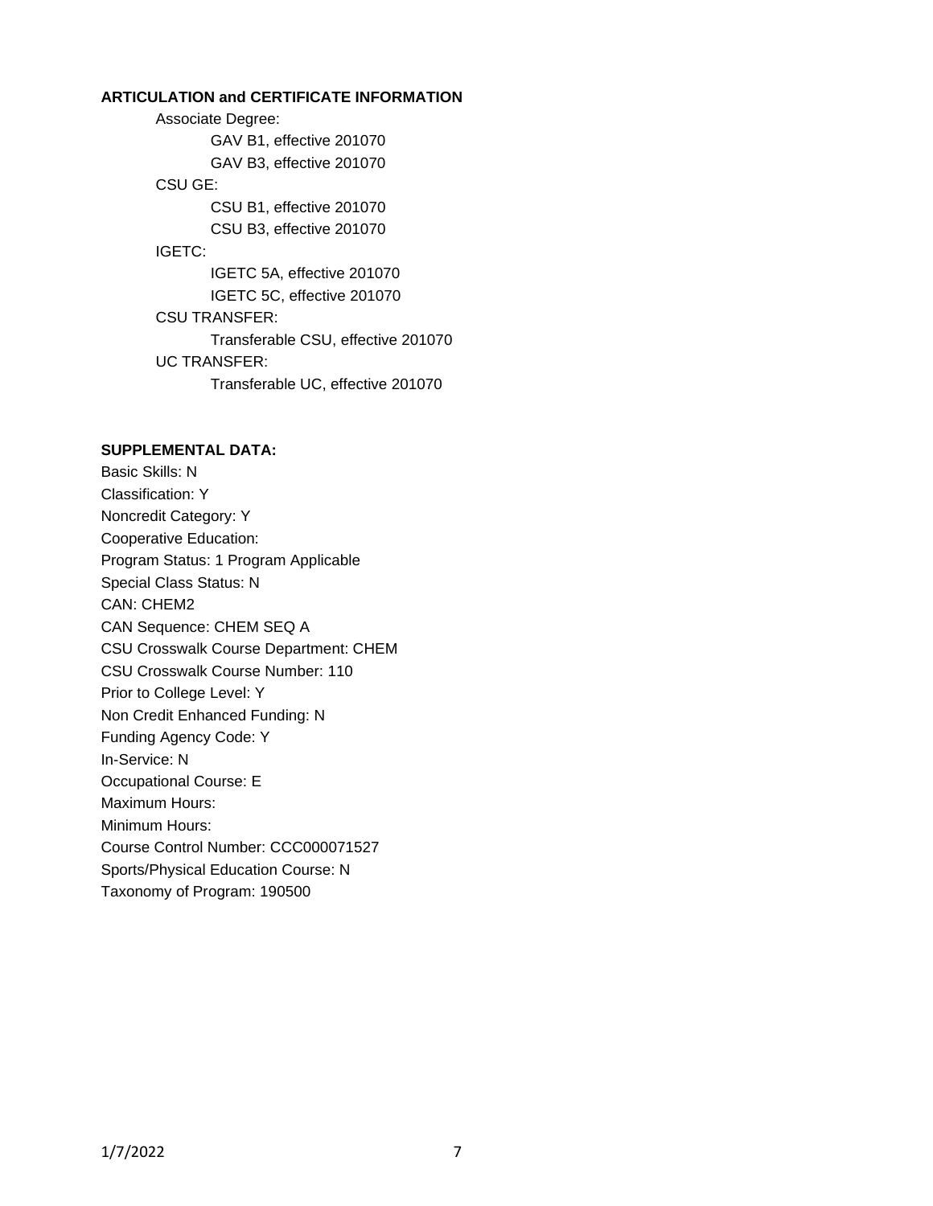**ARTICULATION and CERTIFICATE INFORMATION**

Associate Degree:

- GAV B1, effective 201070
- GAV B3, effective 201070

CSU GE:

- CSU B1, effective 201070
- CSU B3, effective 201070

IGETC:

- IGETC 5A, effective 201070
- IGETC 5C, effective 201070

CSU TRANSFER:

- Transferable CSU, effective 201070

UC TRANSFER:

- Transferable UC, effective 201070

**SUPPLEMENTAL DATA:**

Basic Skills: N
Classification: Y
Noncredit Category: Y
Cooperative Education:
Program Status: 1 Program Applicable
Special Class Status: N
CAN: CHEM2
CAN Sequence: CHEM SEQ A
CSU Crosswalk Course Department: CHEM
CSU Crosswalk Course Number: 110
Prior to College Level: Y
Non Credit Enhanced Funding: N
Funding Agency Code: Y
In-Service: N
Occupational Course: E
Maximum Hours:
Minimum Hours:
Course Control Number: CCC000071527
Sports/Physical Education Course: N
Taxonomy of Program: 190500